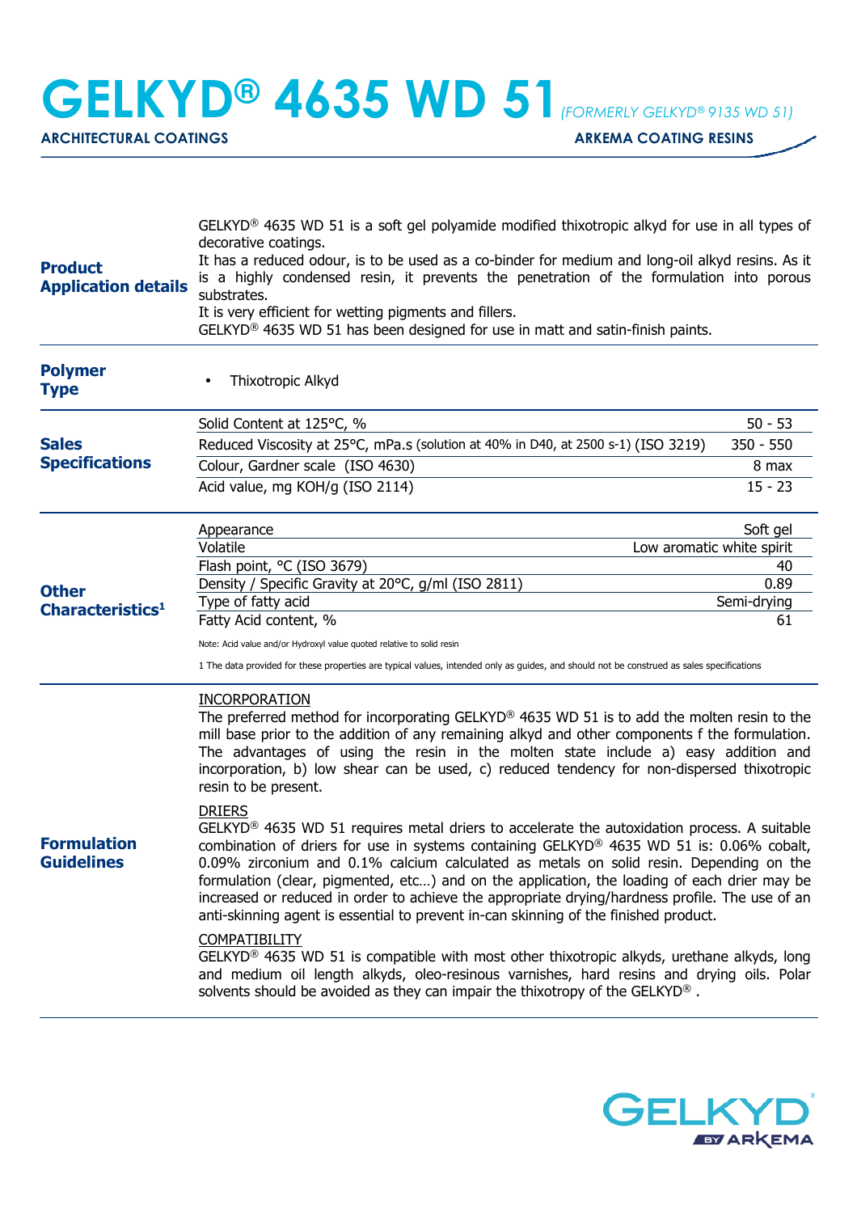# GELKYD® 4635 WD 51 *(FORMERLY GELKYD® 9135 WD 51)*

**ARCHITECTURAL COATINGS** **ARKEMA COATING RESINS**

## Product Application details

GELKYD® 4635 WD 51 is a soft gel polyamide modified thixotropic alkyd for use in all types of decorative coatings.
It has a reduced odour, is to be used as a co-binder for medium and long-oil alkyd resins. As it is a highly condensed resin, it prevents the penetration of the formulation into porous substrates.
It is very efficient for wetting pigments and fillers.
GELKYD® 4635 WD 51 has been designed for use in matt and satin-finish paints.

## Polymer Type

- Thixotropic Alkyd

## Sales Specifications

| Property | Value |
|---|---|
| Solid Content at 125°C, % | 50 - 53 |
| Reduced Viscosity at 25°C, mPa.s (solution at 40% in D40, at 2500 s-1) (ISO 3219) | 350 - 550 |
| Colour, Gardner scale (ISO 4630) | 8 max |
| Acid value, mg KOH/g (ISO 2114) | 15 - 23 |

## Other Characteristics[1]

| Property | Value |
|---|---|
| Appearance | Soft gel |
| Volatile | Low aromatic white spirit |
| Flash point, °C (ISO 3679) | 40 |
| Density / Specific Gravity at 20°C, g/ml (ISO 2811) | 0.89 |
| Type of fatty acid | Semi-drying |
| Fatty Acid content, % | 61 |

Note: Acid value and/or Hydroxyl value quoted relative to solid resin

1 The data provided for these properties are typical values, intended only as guides, and should not be construed as sales specifications

## Formulation Guidelines

INCORPORATION
The preferred method for incorporating GELKYD® 4635 WD 51 is to add the molten resin to the mill base prior to the addition of any remaining alkyd and other components f the formulation. The advantages of using the resin in the molten state include a) easy addition and incorporation, b) low shear can be used, c) reduced tendency for non-dispersed thixotropic resin to be present.

DRIERS
GELKYD® 4635 WD 51 requires metal driers to accelerate the autoxidation process. A suitable combination of driers for use in systems containing GELKYD® 4635 WD 51 is: 0.06% cobalt, 0.09% zirconium and 0.1% calcium calculated as metals on solid resin. Depending on the formulation (clear, pigmented, etc…) and on the application, the loading of each drier may be increased or reduced in order to achieve the appropriate drying/hardness profile. The use of an anti-skinning agent is essential to prevent in-can skinning of the finished product.

COMPATIBILITY
GELKYD® 4635 WD 51 is compatible with most other thixotropic alkyds, urethane alkyds, long and medium oil length alkyds, oleo-resinous varnishes, hard resins and drying oils. Polar solvents should be avoided as they can impair the thixotropy of the GELKYD® .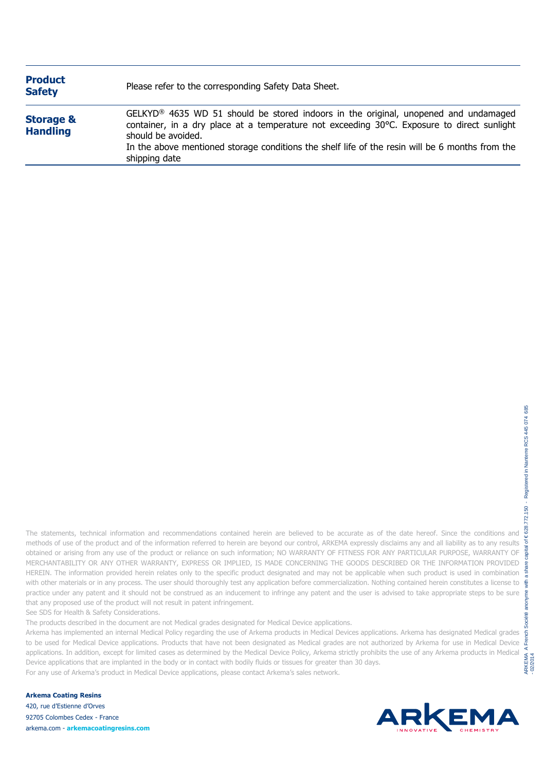| | |
|---|---|
| **Product Safety** | Please refer to the corresponding Safety Data Sheet. |
| **Storage & Handling** | GELKYD® 4635 WD 51 should be stored indoors in the original, unopened and undamaged container, in a dry place at a temperature not exceeding 30°C. Exposure to direct sunlight should be avoided.<br>In the above mentioned storage conditions the shelf life of the resin will be 6 months from the shipping date |

The statements, technical information and recommendations contained herein are believed to be accurate as of the date hereof. Since the conditions and methods of use of the product and of the information referred to herein are beyond our control, ARKEMA expressly disclaims any and all liability as to any results obtained or arising from any use of the product or reliance on such information; NO WARRANTY OF FITNESS FOR ANY PARTICULAR PURPOSE, WARRANTY OF MERCHANTABILITY OR ANY OTHER WARRANTY, EXPRESS OR IMPLIED, IS MADE CONCERNING THE GOODS DESCRIBED OR THE INFORMATION PROVIDED HEREIN. The information provided herein relates only to the specific product designated and may not be applicable when such product is used in combination with other materials or in any process. The user should thoroughly test any application before commercialization. Nothing contained herein constitutes a license to practice under any patent and it should not be construed as an inducement to infringe any patent and the user is advised to take appropriate steps to be sure that any proposed use of the product will not result in patent infringement.
See SDS for Health & Safety Considerations.

The products described in the document are not Medical grades designated for Medical Device applications.

Arkema has implemented an internal Medical Policy regarding the use of Arkema products in Medical Devices applications. Arkema has designated Medical grades to be used for Medical Device applications. Products that have not been designated as Medical grades are not authorized by Arkema for use in Medical Device applications. In addition, except for limited cases as determined by the Medical Device Policy, Arkema strictly prohibits the use of any Arkema products in Medical Device applications that are implanted in the body or in contact with bodily fluids or tissues for greater than 30 days.
For any use of Arkema's product in Medical Device applications, please contact Arkema's sales network.

**Arkema Coating Resins**
420, rue d'Estienne d'Orves
92705 Colombes Cedex - France
arkema.com - **arkemacoatingresins.com**

ARKEMA INNOVATIVE CHEMISTRY

ARKEMA A French Société anonyme with a share capital of € 628.772.150 - Registered in Nanterre RCS 445 074 685 - 02/2014